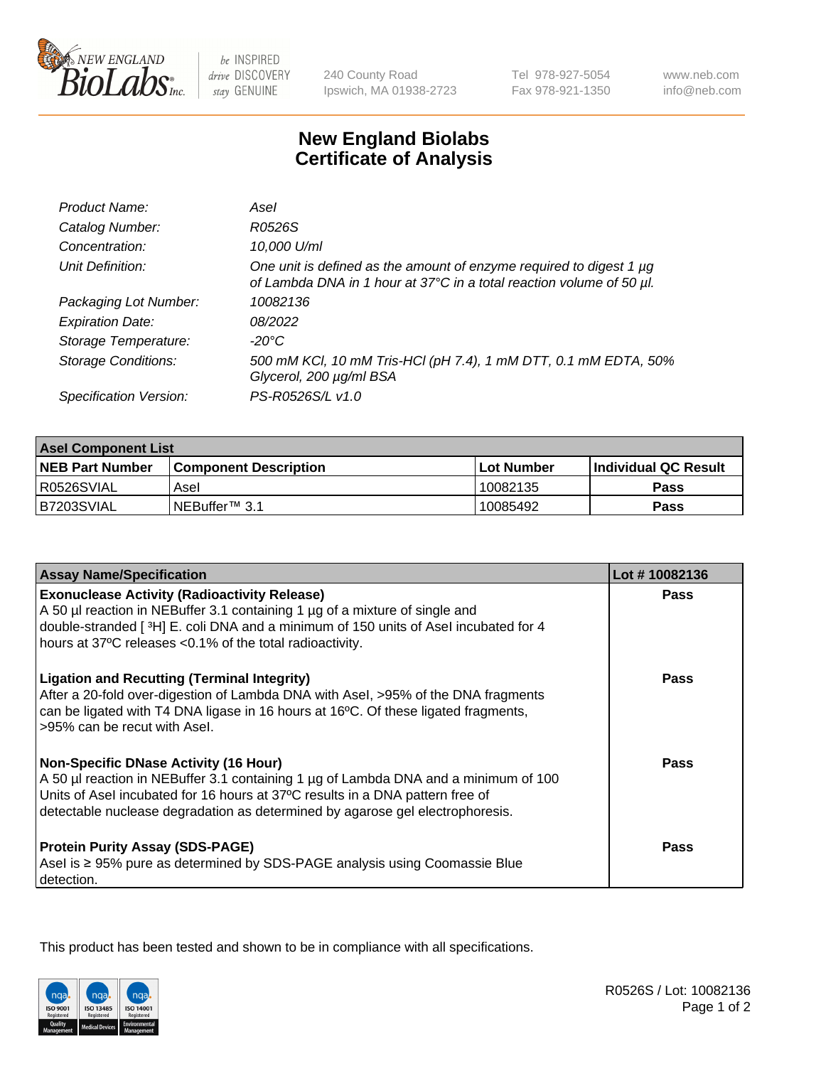# New England Biolabs
# Certificate of Analysis

| | |
|---|---|
| *Product Name:* | *AseI* |
| *Catalog Number:* | *R0526S* |
| *Concentration:* | *10,000 U/ml* |
| *Unit Definition:* | *One unit is defined as the amount of enzyme required to digest 1 µg of Lambda DNA in 1 hour at 37°C in a total reaction volume of 50 µl.* |
| *Packaging Lot Number:* | *10082136* |
| *Expiration Date:* | *08/2022* |
| *Storage Temperature:* | *-20°C* |
| *Storage Conditions:* | *500 mM KCl, 10 mM Tris-HCl (pH 7.4), 1 mM DTT, 0.1 mM EDTA, 50% Glycerol, 200 µg/ml BSA* |
| *Specification Version:* | *PS-R0526S/L v1.0* |

| AseI Component List | | | |
|---|---|---|---|
| **NEB Part Number** | **Component Description** | **Lot Number** | **Individual QC Result** |
| R0526SVIAL | AseI | 10082135 | **Pass** |
| B7203SVIAL | NEBuffer™ 3.1 | 10085492 | **Pass** |

| Assay Name/Specification | Lot # 10082136 |
|---|---|
| **Exonuclease Activity (Radioactivity Release)**<br>A 50 µl reaction in NEBuffer 3.1 containing 1 µg of a mixture of single and double-stranded [ $^3$H] E. coli DNA and a minimum of 150 units of AseI incubated for 4 hours at 37ºC releases <0.1% of the total radioactivity. | **Pass** |
| **Ligation and Recutting (Terminal Integrity)**<br>After a 20-fold over-digestion of Lambda DNA with AseI, >95% of the DNA fragments can be ligated with T4 DNA ligase in 16 hours at 16ºC. Of these ligated fragments, >95% can be recut with AseI. | **Pass** |
| **Non-Specific DNase Activity (16 Hour)**<br>A 50 µl reaction in NEBuffer 3.1 containing 1 µg of Lambda DNA and a minimum of 100 Units of AseI incubated for 16 hours at 37ºC results in a DNA pattern free of detectable nuclease degradation as determined by agarose gel electrophoresis. | **Pass** |
| **Protein Purity Assay (SDS-PAGE)**<br>AseI is ≥ 95% pure as determined by SDS-PAGE analysis using Coomassie Blue detection. | **Pass** |

This product has been tested and shown to be in compliance with all specifications.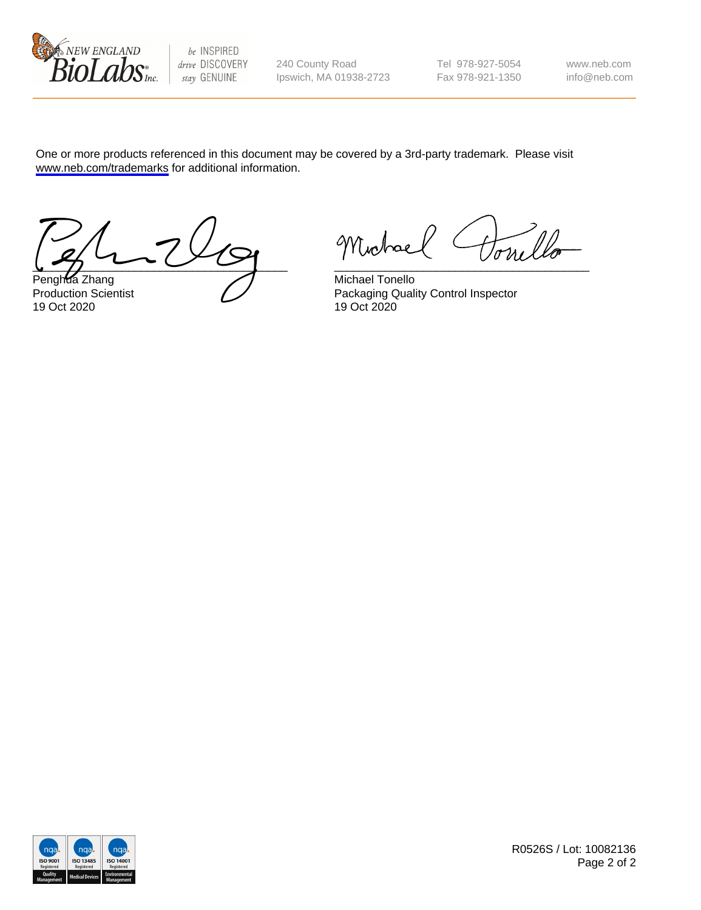One or more products referenced in this document may be covered by a 3rd-party trademark. Please visit www.neb.com/trademarks for additional information.

Penghua Zhang
Production Scientist
19 Oct 2020

Michael Tonello
Packaging Quality Control Inspector
19 Oct 2020

R0526S / Lot: 10082136